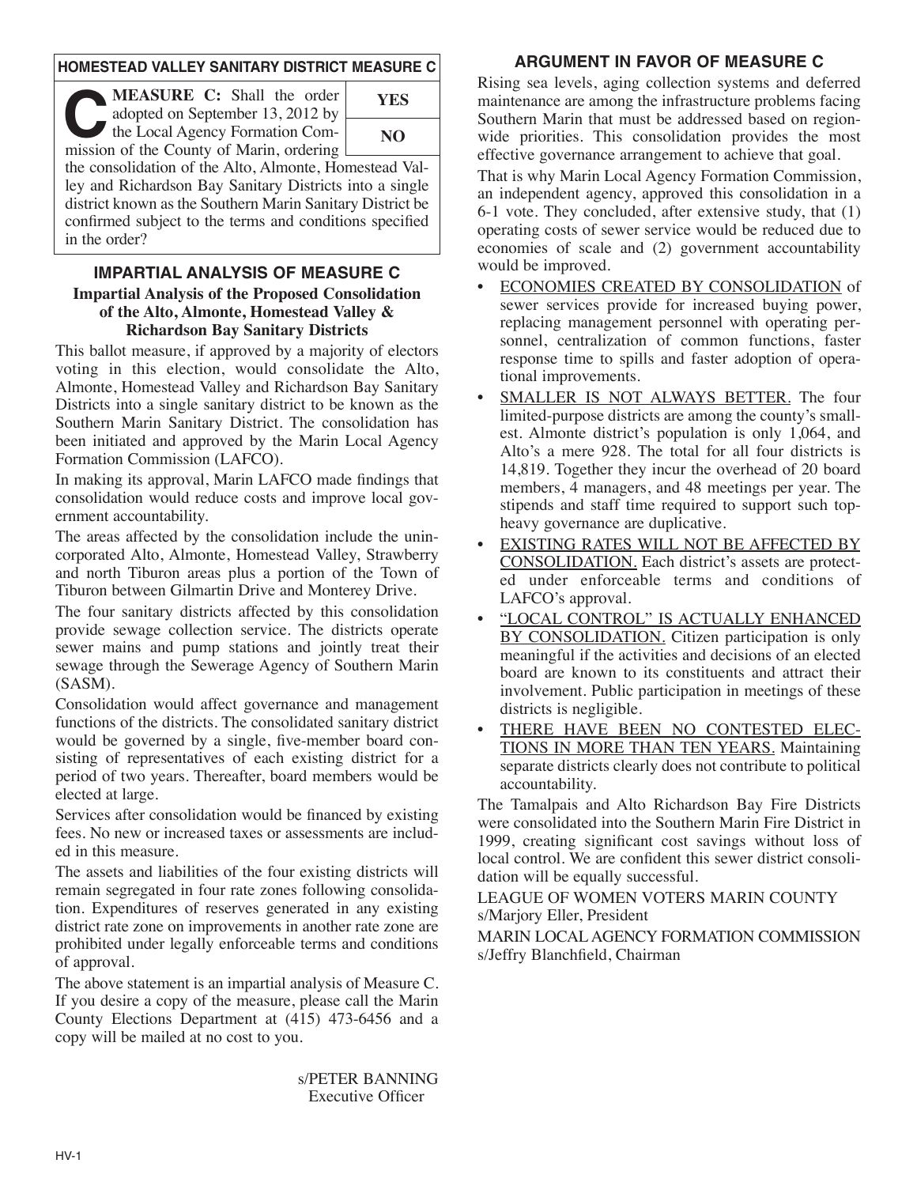## HOMESTEAD VALLEY SANITARY DISTRICT MEASURE C

**MEASURE C:** Shall the order adopted on September 13, 2012 by the Local Agency Formation Commission of the County of Marin, ordering the consolidation of the Alto, Almonte, Homestead Valley and Richardson Bay Sanitary Districts into a single district known as the Southern Marin Sanitary District be confirmed subject to the terms and conditions specified in the order?

| YES |
| --- |
| NO |

## IMPARTIAL ANALYSIS OF MEASURE C

**Impartial Analysis of the Proposed Consolidation of the Alto, Almonte, Homestead Valley & Richardson Bay Sanitary Districts**

This ballot measure, if approved by a majority of electors voting in this election, would consolidate the Alto, Almonte, Homestead Valley and Richardson Bay Sanitary Districts into a single sanitary district to be known as the Southern Marin Sanitary District. The consolidation has been initiated and approved by the Marin Local Agency Formation Commission (LAFCO).

In making its approval, Marin LAFCO made findings that consolidation would reduce costs and improve local government accountability.

The areas affected by the consolidation include the unincorporated Alto, Almonte, Homestead Valley, Strawberry and north Tiburon areas plus a portion of the Town of Tiburon between Gilmartin Drive and Monterey Drive.

The four sanitary districts affected by this consolidation provide sewage collection service. The districts operate sewer mains and pump stations and jointly treat their sewage through the Sewerage Agency of Southern Marin (SASM).

Consolidation would affect governance and management functions of the districts. The consolidated sanitary district would be governed by a single, five-member board consisting of representatives of each existing district for a period of two years. Thereafter, board members would be elected at large.

Services after consolidation would be financed by existing fees. No new or increased taxes or assessments are included in this measure.

The assets and liabilities of the four existing districts will remain segregated in four rate zones following consolidation. Expenditures of reserves generated in any existing district rate zone on improvements in another rate zone are prohibited under legally enforceable terms and conditions of approval.

The above statement is an impartial analysis of Measure C. If you desire a copy of the measure, please call the Marin County Elections Department at (415) 473-6456 and a copy will be mailed at no cost to you.

s/PETER BANNING
Executive Officer

## ARGUMENT IN FAVOR OF MEASURE C

Rising sea levels, aging collection systems and deferred maintenance are among the infrastructure problems facing Southern Marin that must be addressed based on region-wide priorities. This consolidation provides the most effective governance arrangement to achieve that goal.

That is why Marin Local Agency Formation Commission, an independent agency, approved this consolidation in a 6-1 vote. They concluded, after extensive study, that (1) operating costs of sewer service would be reduced due to economies of scale and (2) government accountability would be improved.

- ECONOMIES CREATED BY CONSOLIDATION of sewer services provide for increased buying power, replacing management personnel with operating personnel, centralization of common functions, faster response time to spills and faster adoption of operational improvements.
- SMALLER IS NOT ALWAYS BETTER. The four limited-purpose districts are among the county's smallest. Almonte district's population is only 1,064, and Alto's a mere 928. The total for all four districts is 14,819. Together they incur the overhead of 20 board members, 4 managers, and 48 meetings per year. The stipends and staff time required to support such top-heavy governance are duplicative.
- EXISTING RATES WILL NOT BE AFFECTED BY CONSOLIDATION. Each district's assets are protected under enforceable terms and conditions of LAFCO's approval.
- "LOCAL CONTROL" IS ACTUALLY ENHANCED BY CONSOLIDATION. Citizen participation is only meaningful if the activities and decisions of an elected board are known to its constituents and attract their involvement. Public participation in meetings of these districts is negligible.
- THERE HAVE BEEN NO CONTESTED ELECTIONS IN MORE THAN TEN YEARS. Maintaining separate districts clearly does not contribute to political accountability.

The Tamalpais and Alto Richardson Bay Fire Districts were consolidated into the Southern Marin Fire District in 1999, creating significant cost savings without loss of local control. We are confident this sewer district consolidation will be equally successful.

LEAGUE OF WOMEN VOTERS MARIN COUNTY
s/Marjory Eller, President

MARIN LOCAL AGENCY FORMATION COMMISSION
s/Jeffry Blanchfield, Chairman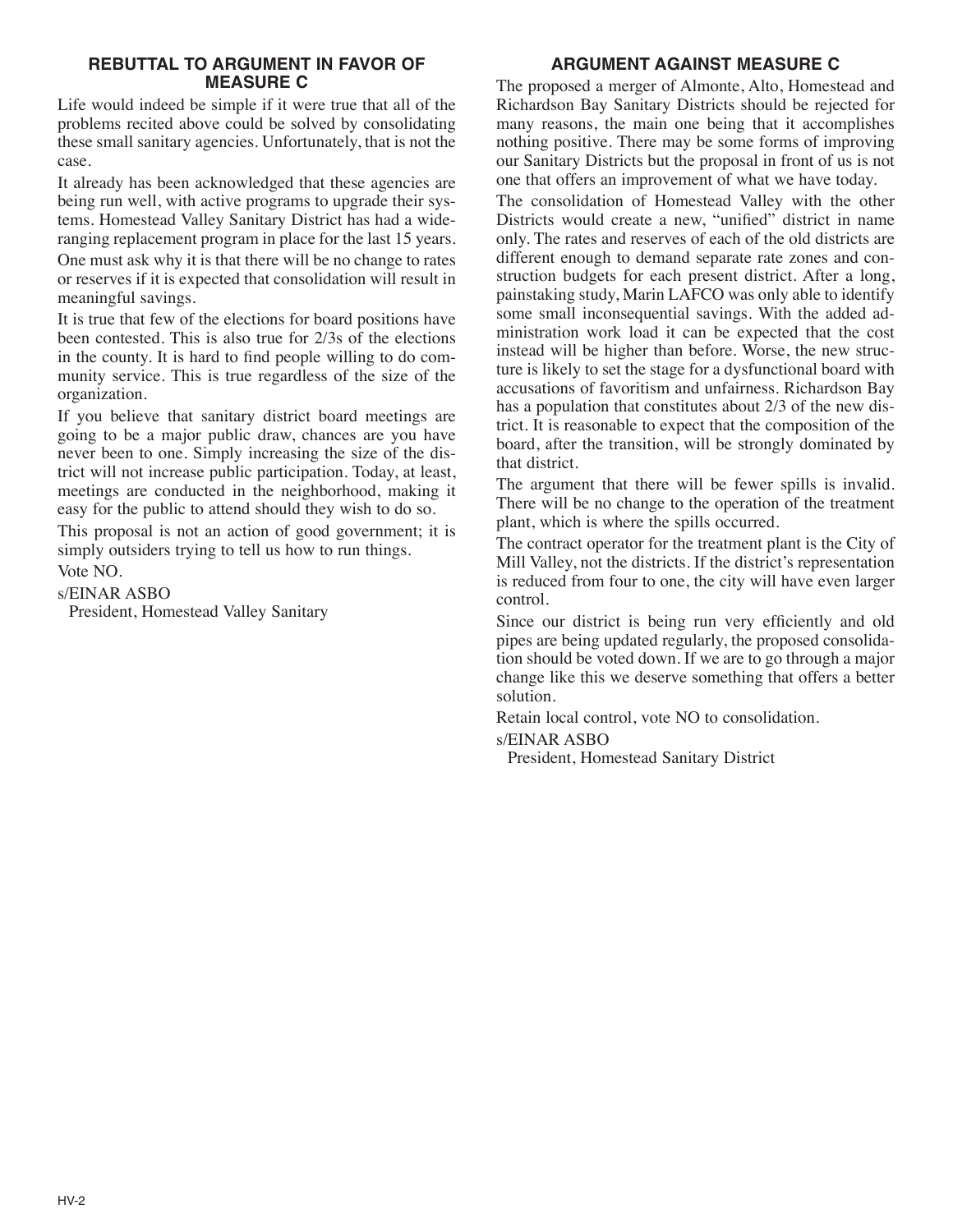### REBUTTAL TO ARGUMENT IN FAVOR OF MEASURE C

Life would indeed be simple if it were true that all of the problems recited above could be solved by consolidating these small sanitary agencies. Unfortunately, that is not the case.

It already has been acknowledged that these agencies are being run well, with active programs to upgrade their systems. Homestead Valley Sanitary District has had a wide-ranging replacement program in place for the last 15 years.

One must ask why it is that there will be no change to rates or reserves if it is expected that consolidation will result in meaningful savings.

It is true that few of the elections for board positions have been contested. This is also true for 2/3s of the elections in the county. It is hard to find people willing to do community service. This is true regardless of the size of the organization.

If you believe that sanitary district board meetings are going to be a major public draw, chances are you have never been to one. Simply increasing the size of the district will not increase public participation. Today, at least, meetings are conducted in the neighborhood, making it easy for the public to attend should they wish to do so.

This proposal is not an action of good government; it is simply outsiders trying to tell us how to run things.

Vote NO.

s/EINAR ASBO
President, Homestead Valley Sanitary

### ARGUMENT AGAINST MEASURE C

The proposed a merger of Almonte, Alto, Homestead and Richardson Bay Sanitary Districts should be rejected for many reasons, the main one being that it accomplishes nothing positive. There may be some forms of improving our Sanitary Districts but the proposal in front of us is not one that offers an improvement of what we have today.

The consolidation of Homestead Valley with the other Districts would create a new, "unified" district in name only. The rates and reserves of each of the old districts are different enough to demand separate rate zones and construction budgets for each present district. After a long, painstaking study, Marin LAFCO was only able to identify some small inconsequential savings. With the added administration work load it can be expected that the cost instead will be higher than before. Worse, the new structure is likely to set the stage for a dysfunctional board with accusations of favoritism and unfairness. Richardson Bay has a population that constitutes about 2/3 of the new district. It is reasonable to expect that the composition of the board, after the transition, will be strongly dominated by that district.

The argument that there will be fewer spills is invalid. There will be no change to the operation of the treatment plant, which is where the spills occurred.

The contract operator for the treatment plant is the City of Mill Valley, not the districts. If the district's representation is reduced from four to one, the city will have even larger control.

Since our district is being run very efficiently and old pipes are being updated regularly, the proposed consolidation should be voted down. If we are to go through a major change like this we deserve something that offers a better solution.

Retain local control, vote NO to consolidation.

s/EINAR ASBO
President, Homestead Sanitary District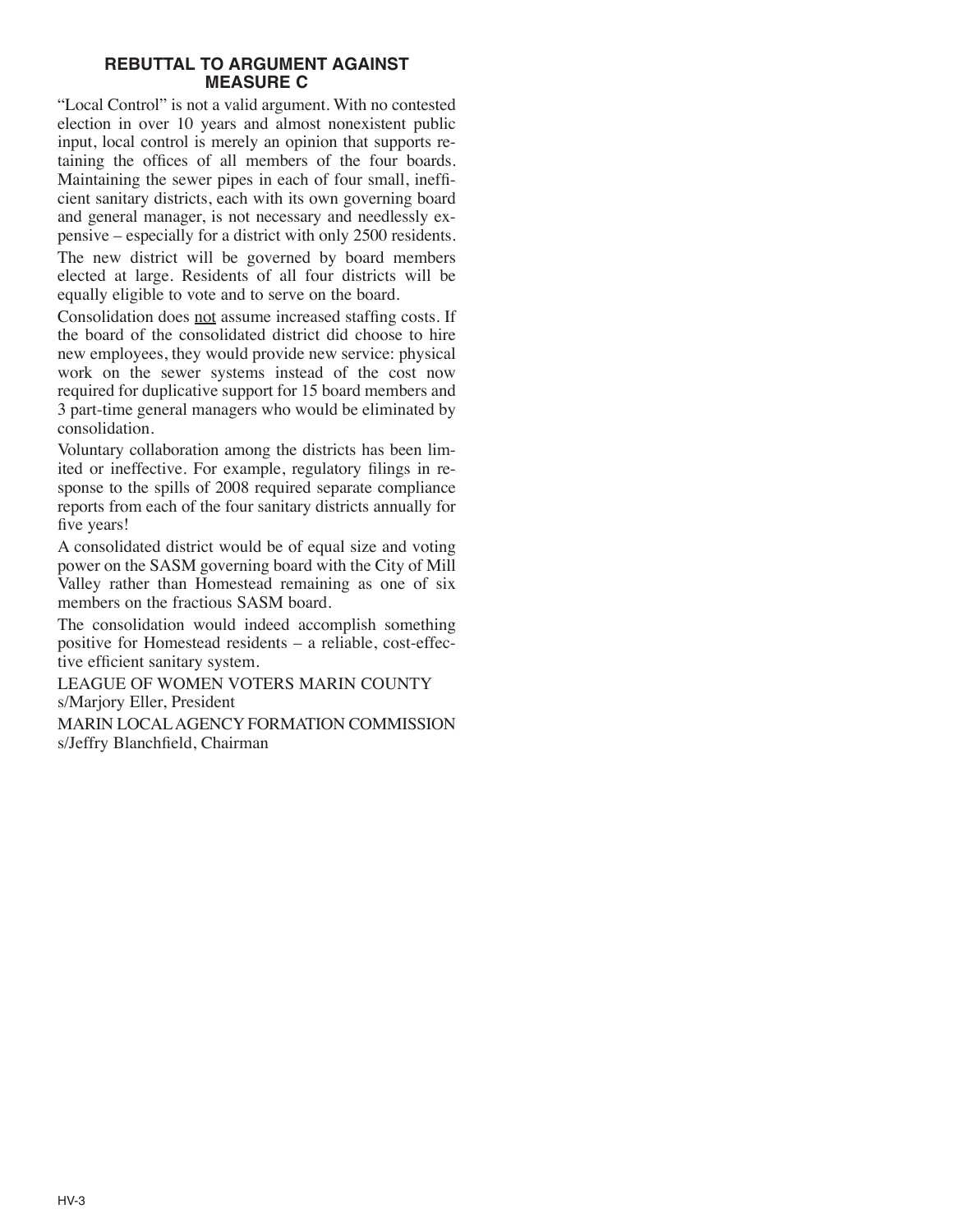## REBUTTAL TO ARGUMENT AGAINST MEASURE C

"Local Control" is not a valid argument. With no contested election in over 10 years and almost nonexistent public input, local control is merely an opinion that supports retaining the offices of all members of the four boards. Maintaining the sewer pipes in each of four small, inefficient sanitary districts, each with its own governing board and general manager, is not necessary and needlessly expensive – especially for a district with only 2500 residents.

The new district will be governed by board members elected at large. Residents of all four districts will be equally eligible to vote and to serve on the board.

Consolidation does not assume increased staffing costs. If the board of the consolidated district did choose to hire new employees, they would provide new service: physical work on the sewer systems instead of the cost now required for duplicative support for 15 board members and 3 part-time general managers who would be eliminated by consolidation.

Voluntary collaboration among the districts has been limited or ineffective. For example, regulatory filings in response to the spills of 2008 required separate compliance reports from each of the four sanitary districts annually for five years!

A consolidated district would be of equal size and voting power on the SASM governing board with the City of Mill Valley rather than Homestead remaining as one of six members on the fractious SASM board.

The consolidation would indeed accomplish something positive for Homestead residents – a reliable, cost-effective efficient sanitary system.

LEAGUE OF WOMEN VOTERS MARIN COUNTY
s/Marjory Eller, President

MARIN LOCAL AGENCY FORMATION COMMISSION
s/Jeffry Blanchfield, Chairman